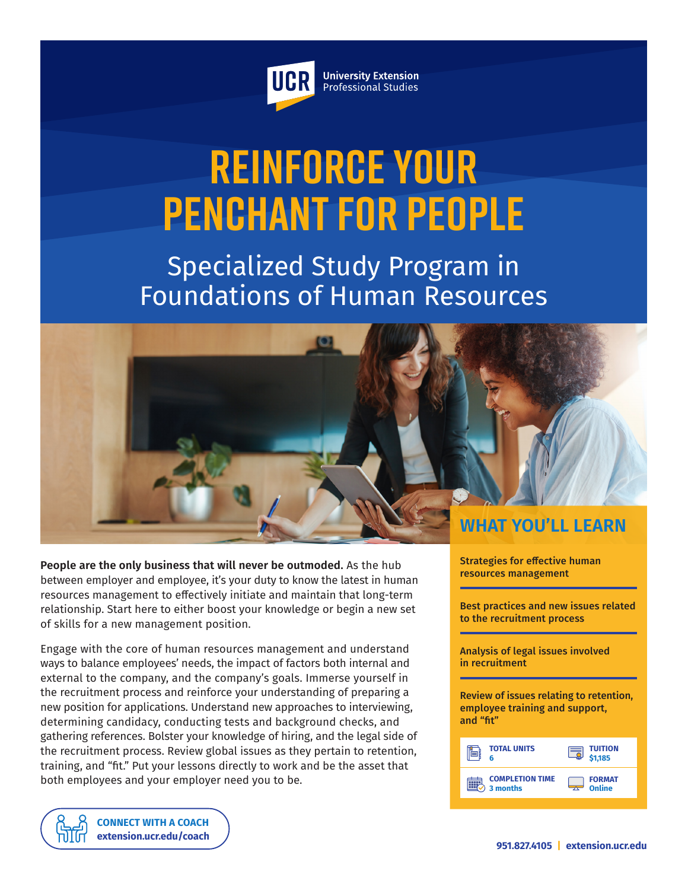UCR University Extension Professional Studies

# REINFORCE YOUR PENCHANT FOR PEOPLE

## Specialized Study Program in Foundations of Human Resources

**People are the only business that will never be outmoded.** As the hub between employer and employee, it's your duty to know the latest in human resources management to effectively initiate and maintain that long-term relationship. Start here to either boost your knowledge or begin a new set of skills for a new management position.

Engage with the core of human resources management and understand ways to balance employees' needs, the impact of factors both internal and external to the company, and the company's goals. Immerse yourself in the recruitment process and reinforce your understanding of preparing a new position for applications. Understand new approaches to interviewing, determining candidacy, conducting tests and background checks, and gathering references. Bolster your knowledge of hiring, and the legal side of the recruitment process. Review global issues as they pertain to retention, training, and "fit." Put your lessons directly to work and be the asset that both employees and your employer need you to be.

## WHAT YOU'LL LEARN

**Strategies for effective human resources management**

**Best practices and new issues related to the recruitment process**

**Analysis of legal issues involved in recruitment**

**Review of issues relating to retention, employee training and support, and "fit"**

| | |
|---|---|
| **TOTAL UNITS** 6 | **TUITION** $1,185 |
| **COMPLETION TIME** 3 months | **FORMAT** Online |

**CONNECT WITH A COACH**
**extension.ucr.edu/coach**

**951.827.4105 | extension.ucr.edu**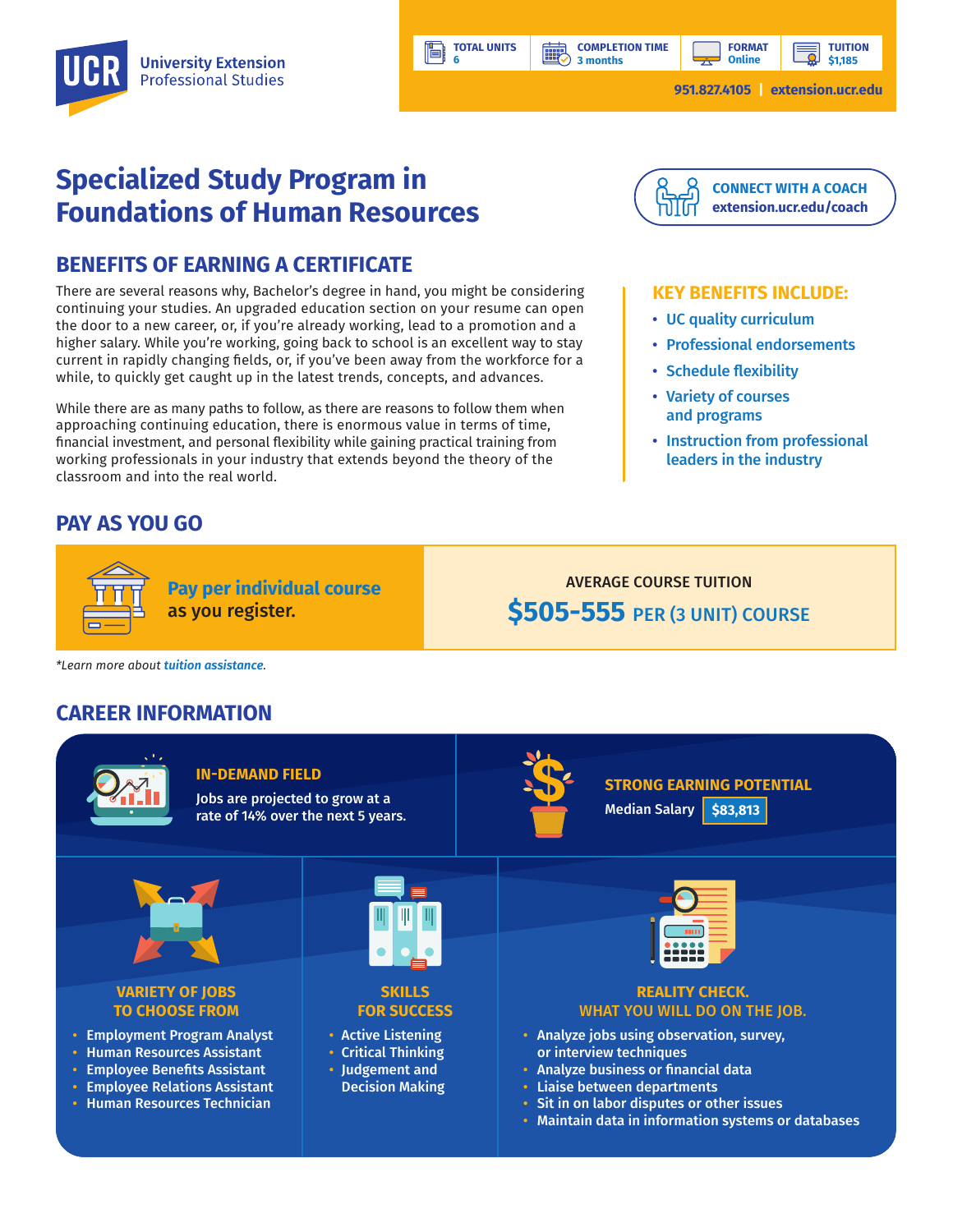UCR University Extension Professional Studies

| TOTAL UNITS | COMPLETION TIME | FORMAT | TUITION |
| --- | --- | --- | --- |
| 6 | 3 months | Online | $1,185 |

951.827.4105 | extension.ucr.edu

# Specialized Study Program in Foundations of Human Resources

**CONNECT WITH A COACH**
extension.ucr.edu/coach

## BENEFITS OF EARNING A CERTIFICATE

There are several reasons why, Bachelor's degree in hand, you might be considering continuing your studies. An upgraded education section on your resume can open the door to a new career, or, if you're already working, lead to a promotion and a higher salary. While you're working, going back to school is an excellent way to stay current in rapidly changing fields, or, if you've been away from the workforce for a while, to quickly get caught up in the latest trends, concepts, and advances.

While there are as many paths to follow, as there are reasons to follow them when approaching continuing education, there is enormous value in terms of time, financial investment, and personal flexibility while gaining practical training from working professionals in your industry that extends beyond the theory of the classroom and into the real world.

### KEY BENEFITS INCLUDE:

- UC quality curriculum
- Professional endorsements
- Schedule flexibility
- Variety of courses and programs
- Instruction from professional leaders in the industry

## PAY AS YOU GO

**Pay per individual course** as you register.

AVERAGE COURSE TUITION
**$505-555** PER (3 UNIT) COURSE

*Learn more about tuition assistance.*

## CAREER INFORMATION

### IN-DEMAND FIELD

Jobs are projected to grow at a rate of 14% over the next 5 years.

### STRONG EARNING POTENTIAL

Median Salary **$83,813**

### VARIETY OF JOBS TO CHOOSE FROM

- Employment Program Analyst
- Human Resources Assistant
- Employee Benefits Assistant
- Employee Relations Assistant
- Human Resources Technician

### SKILLS FOR SUCCESS

- Active Listening
- Critical Thinking
- Judgement and Decision Making

### REALITY CHECK. WHAT YOU WILL DO ON THE JOB.

- Analyze jobs using observation, survey, or interview techniques
- Analyze business or financial data
- Liaise between departments
- Sit in on labor disputes or other issues
- Maintain data in information systems or databases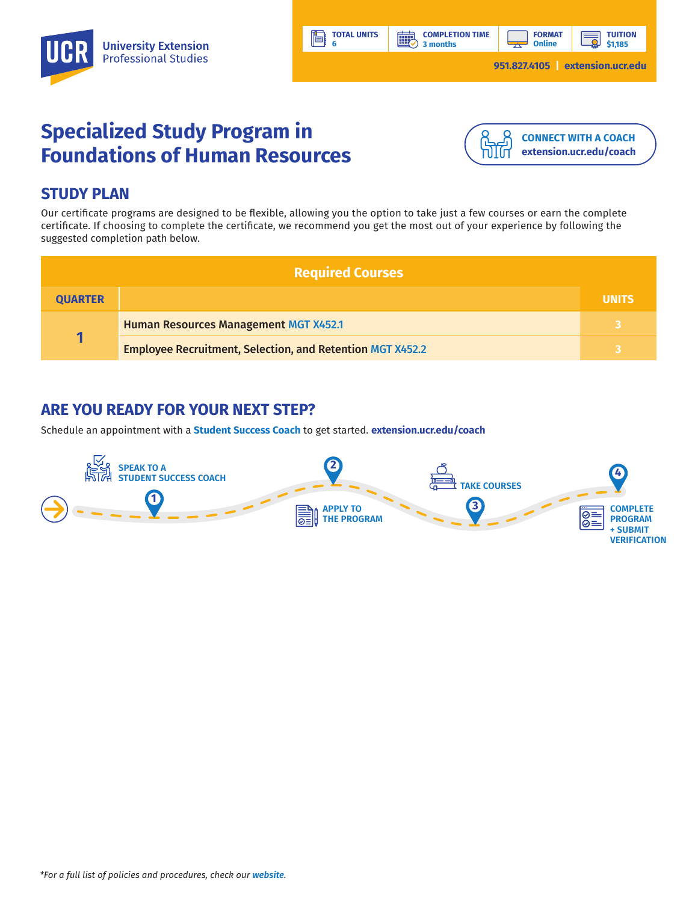**UCR** University Extension
Professional Studies

| | | | |
|---|---|---|---|
| TOTAL UNITS 6 | COMPLETION TIME 3 months | FORMAT Online | TUITION $1,185 |

951.827.4105 | extension.ucr.edu

# Specialized Study Program in Foundations of Human Resources

CONNECT WITH A COACH
extension.ucr.edu/coach

## STUDY PLAN

Our certificate programs are designed to be flexible, allowing you the option to take just a few courses or earn the complete certificate. If choosing to complete the certificate, we recommend you get the most out of your experience by following the suggested completion path below.

**Required Courses**

| QUARTER | | UNITS |
|---|---|---|
| 1 | **Human Resources Management** MGT X452.1 | 3 |
| | **Employee Recruitment, Selection, and Retention** MGT X452.2 | 3 |

## ARE YOU READY FOR YOUR NEXT STEP?

Schedule an appointment with a **Student Success Coach** to get started. **extension.ucr.edu/coach**

1. SPEAK TO A STUDENT SUCCESS COACH
2. APPLY TO THE PROGRAM
3. TAKE COURSES
4. COMPLETE PROGRAM + SUBMIT VERIFICATION

*For a full list of policies and procedures, check our **website**.*